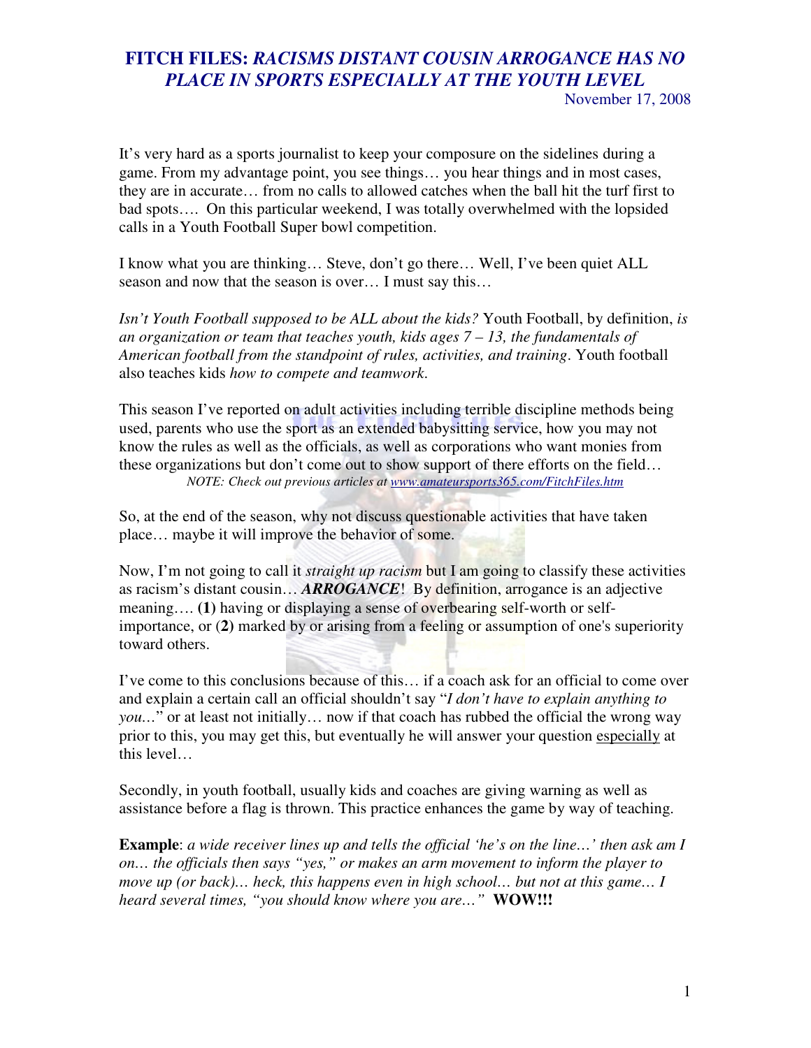# FITCH FILES: *RACISMS DISTANT COUSIN ARROGANCE HAS NO PLACE IN SPORTS ESPECIALLY AT THE YOUTH LEVEL*

November 17, 2008

It's very hard as a sports journalist to keep your composure on the sidelines during a game. From my advantage point, you see things… you hear things and in most cases, they are in accurate… from no calls to allowed catches when the ball hit the turf first to bad spots…. On this particular weekend, I was totally overwhelmed with the lopsided calls in a Youth Football Super bowl competition.

I know what you are thinking… Steve, don't go there… Well, I've been quiet ALL season and now that the season is over… I must say this…

*Isn't Youth Football supposed to be ALL about the kids?* Youth Football, by definition, *is an organization or team that teaches youth, kids ages 7 – 13, the fundamentals of American football from the standpoint of rules, activities, and training*. Youth football also teaches kids *how to compete and teamwork*.

This season I've reported on adult activities including terrible discipline methods being used, parents who use the sport as an extended babysitting service, how you may not know the rules as well as the officials, as well as corporations who want monies from these organizations but don't come out to show support of there efforts on the field…

*NOTE: Check out previous articles at www.amateursports365.com/FitchFiles.htm*

So, at the end of the season, why not discuss questionable activities that have taken place… maybe it will improve the behavior of some.

Now, I'm not going to call it *straight up racism* but I am going to classify these activities as racism's distant cousin… ***ARROGANCE***! By definition, arrogance is an adjective meaning…. **(1)** having or displaying a sense of overbearing self-worth or self-importance, or (**2)** marked by or arising from a feeling or assumption of one's superiority toward others.

I've come to this conclusions because of this… if a coach ask for an official to come over and explain a certain call an official shouldn't say "*I don't have to explain anything to you…*" or at least not initially… now if that coach has rubbed the official the wrong way prior to this, you may get this, but eventually he will answer your question especially at this level…

Secondly, in youth football, usually kids and coaches are giving warning as well as assistance before a flag is thrown. This practice enhances the game by way of teaching.

**Example**: *a wide receiver lines up and tells the official 'he's on the line…' then ask am I on… the officials then says "yes," or makes an arm movement to inform the player to move up (or back)… heck, this happens even in high school… but not at this game… I heard several times, "you should know where you are…"* **WOW!!!**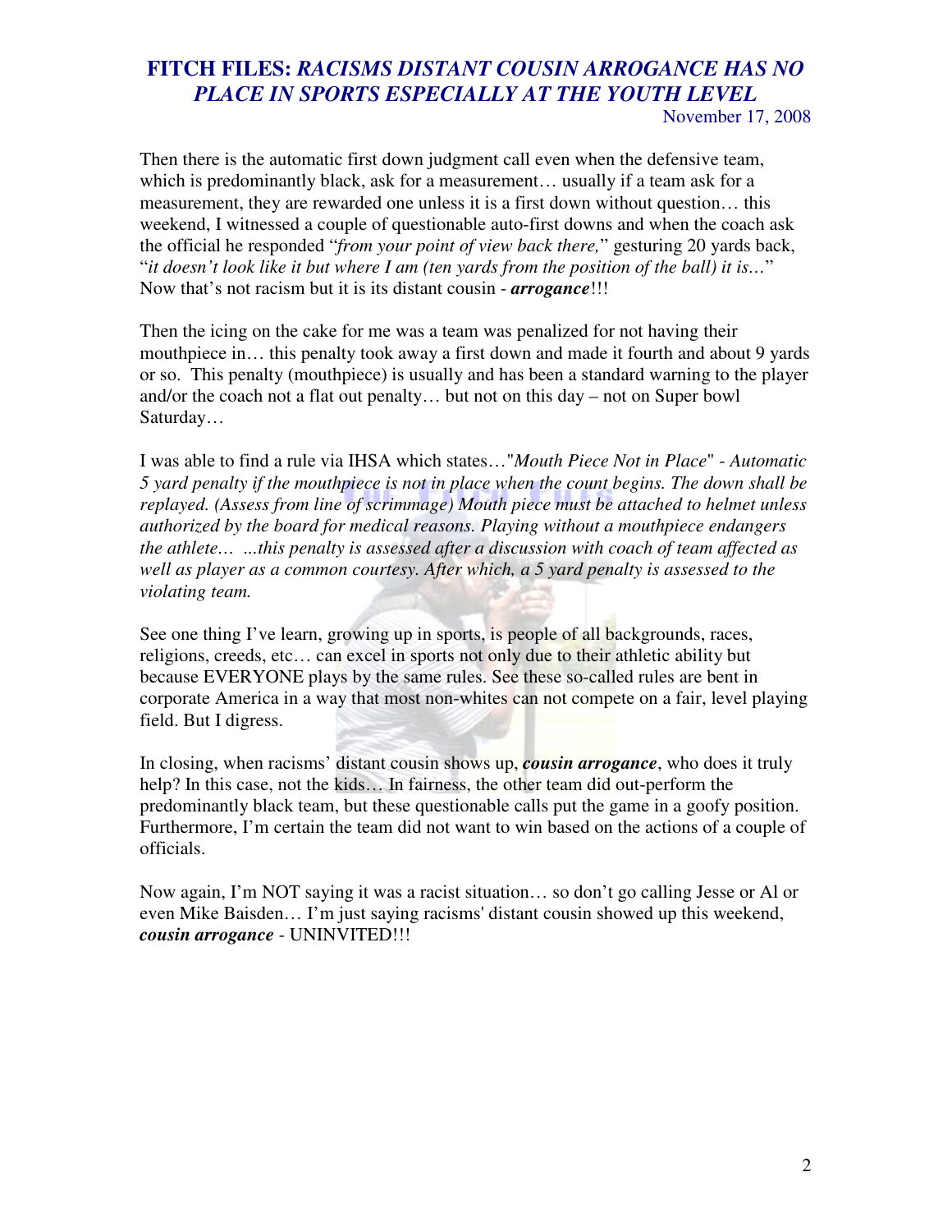Then there is the automatic first down judgment call even when the defensive team, which is predominantly black, ask for a measurement… usually if a team ask for a measurement, they are rewarded one unless it is a first down without question… this weekend, I witnessed a couple of questionable auto-first downs and when the coach ask the official he responded "*from your point of view back there,*" gesturing 20 yards back, "*it doesn't look like it but where I am (ten yards from the position of the ball) it is…*" Now that's not racism but it is its distant cousin - ***arrogance***!!!

Then the icing on the cake for me was a team was penalized for not having their mouthpiece in… this penalty took away a first down and made it fourth and about 9 yards or so. This penalty (mouthpiece) is usually and has been a standard warning to the player and/or the coach not a flat out penalty… but not on this day – not on Super bowl Saturday…

I was able to find a rule via IHSA which states…"*Mouth Piece Not in Place*" - *Automatic 5 yard penalty if the mouthpiece is not in place when the count begins. The down shall be replayed. (Assess from line of scrimmage) Mouth piece must be attached to helmet unless authorized by the board for medical reasons. Playing without a mouthpiece endangers the athlete… ...this penalty is assessed after a discussion with coach of team affected as well as player as a common courtesy. After which, a 5 yard penalty is assessed to the violating team.*

See one thing I've learn, growing up in sports, is people of all backgrounds, races, religions, creeds, etc… can excel in sports not only due to their athletic ability but because EVERYONE plays by the same rules. See these so-called rules are bent in corporate America in a way that most non-whites can not compete on a fair, level playing field. But I digress.

In closing, when racisms' distant cousin shows up, ***cousin arrogance***, who does it truly help? In this case, not the kids… In fairness, the other team did out-perform the predominantly black team, but these questionable calls put the game in a goofy position. Furthermore, I'm certain the team did not want to win based on the actions of a couple of officials.

Now again, I'm NOT saying it was a racist situation… so don't go calling Jesse or Al or even Mike Baisden… I'm just saying racisms' distant cousin showed up this weekend, ***cousin arrogance*** - UNINVITED!!!